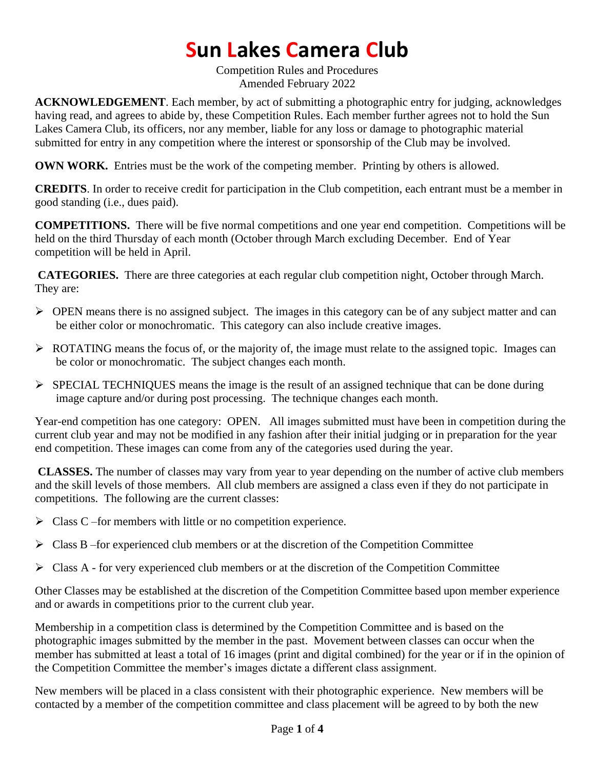# Sun Lakes Camera Club

Competition Rules and Procedures
Amended February 2022

**ACKNOWLEDGEMENT**. Each member, by act of submitting a photographic entry for judging, acknowledges having read, and agrees to abide by, these Competition Rules. Each member further agrees not to hold the Sun Lakes Camera Club, its officers, nor any member, liable for any loss or damage to photographic material submitted for entry in any competition where the interest or sponsorship of the Club may be involved.

**OWN WORK.** Entries must be the work of the competing member. Printing by others is allowed.

**CREDITS**. In order to receive credit for participation in the Club competition, each entrant must be a member in good standing (i.e., dues paid).

**COMPETITIONS.** There will be five normal competitions and one year end competition. Competitions will be held on the third Thursday of each month (October through March excluding December. End of Year competition will be held in April.

**CATEGORIES.** There are three categories at each regular club competition night, October through March. They are:

- OPEN means there is no assigned subject. The images in this category can be of any subject matter and can be either color or monochromatic. This category can also include creative images.
- ROTATING means the focus of, or the majority of, the image must relate to the assigned topic. Images can be color or monochromatic. The subject changes each month.
- SPECIAL TECHNIQUES means the image is the result of an assigned technique that can be done during image capture and/or during post processing. The technique changes each month.

Year-end competition has one category: OPEN. All images submitted must have been in competition during the current club year and may not be modified in any fashion after their initial judging or in preparation for the year end competition. These images can come from any of the categories used during the year.

**CLASSES.** The number of classes may vary from year to year depending on the number of active club members and the skill levels of those members. All club members are assigned a class even if they do not participate in competitions. The following are the current classes:

- Class C –for members with little or no competition experience.
- Class B –for experienced club members or at the discretion of the Competition Committee
- Class A - for very experienced club members or at the discretion of the Competition Committee

Other Classes may be established at the discretion of the Competition Committee based upon member experience and or awards in competitions prior to the current club year.

Membership in a competition class is determined by the Competition Committee and is based on the photographic images submitted by the member in the past. Movement between classes can occur when the member has submitted at least a total of 16 images (print and digital combined) for the year or if in the opinion of the Competition Committee the member's images dictate a different class assignment.

New members will be placed in a class consistent with their photographic experience. New members will be contacted by a member of the competition committee and class placement will be agreed to by both the new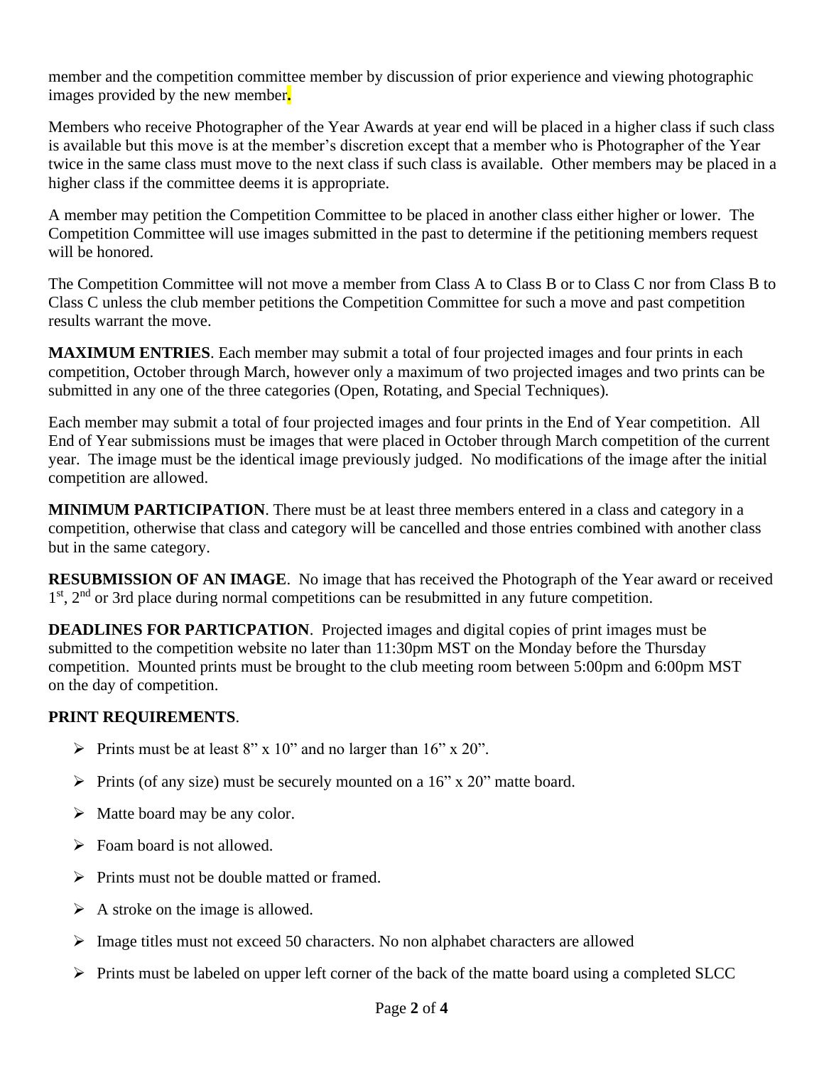member and the competition committee member by discussion of prior experience and viewing photographic images provided by the new member.

Members who receive Photographer of the Year Awards at year end will be placed in a higher class if such class is available but this move is at the member's discretion except that a member who is Photographer of the Year twice in the same class must move to the next class if such class is available. Other members may be placed in a higher class if the committee deems it is appropriate.

A member may petition the Competition Committee to be placed in another class either higher or lower. The Competition Committee will use images submitted in the past to determine if the petitioning members request will be honored.

The Competition Committee will not move a member from Class A to Class B or to Class C nor from Class B to Class C unless the club member petitions the Competition Committee for such a move and past competition results warrant the move.

**MAXIMUM ENTRIES**. Each member may submit a total of four projected images and four prints in each competition, October through March, however only a maximum of two projected images and two prints can be submitted in any one of the three categories (Open, Rotating, and Special Techniques).

Each member may submit a total of four projected images and four prints in the End of Year competition. All End of Year submissions must be images that were placed in October through March competition of the current year. The image must be the identical image previously judged. No modifications of the image after the initial competition are allowed.

**MINIMUM PARTICIPATION**. There must be at least three members entered in a class and category in a competition, otherwise that class and category will be cancelled and those entries combined with another class but in the same category.

**RESUBMISSION OF AN IMAGE**. No image that has received the Photograph of the Year award or received 1st, 2nd or 3rd place during normal competitions can be resubmitted in any future competition.

**DEADLINES FOR PARTICPATION**. Projected images and digital copies of print images must be submitted to the competition website no later than 11:30pm MST on the Monday before the Thursday competition. Mounted prints must be brought to the club meeting room between 5:00pm and 6:00pm MST on the day of competition.

**PRINT REQUIREMENTS**.

- Prints must be at least 8" x 10" and no larger than 16" x 20".
- Prints (of any size) must be securely mounted on a 16" x 20" matte board.
- Matte board may be any color.
- Foam board is not allowed.
- Prints must not be double matted or framed.
- A stroke on the image is allowed.
- Image titles must not exceed 50 characters. No non alphabet characters are allowed
- Prints must be labeled on upper left corner of the back of the matte board using a completed SLCC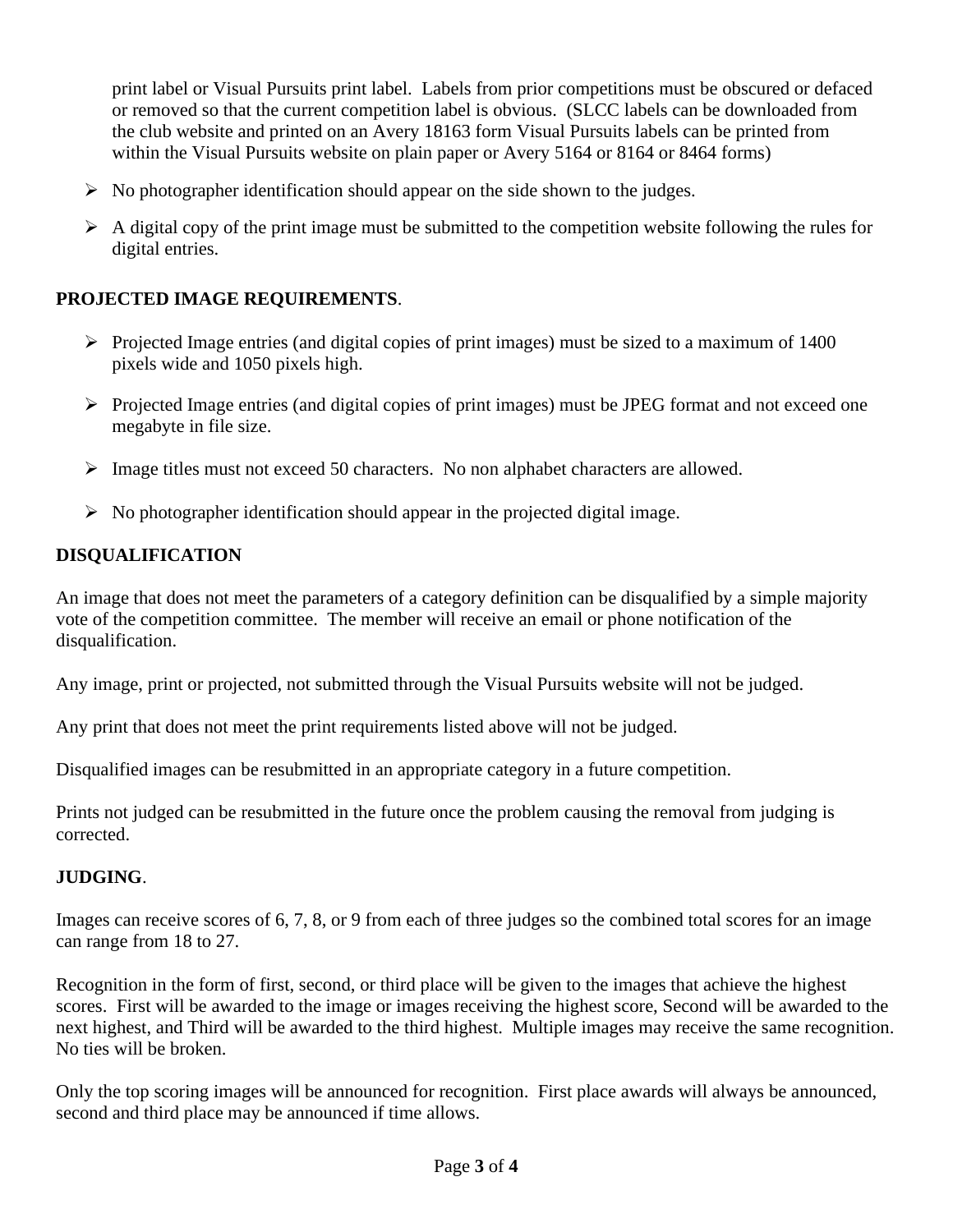print label or Visual Pursuits print label. Labels from prior competitions must be obscured or defaced or removed so that the current competition label is obvious. (SLCC labels can be downloaded from the club website and printed on an Avery 18163 form Visual Pursuits labels can be printed from within the Visual Pursuits website on plain paper or Avery 5164 or 8164 or 8464 forms)

- No photographer identification should appear on the side shown to the judges.
- A digital copy of the print image must be submitted to the competition website following the rules for digital entries.

**PROJECTED IMAGE REQUIREMENTS**.

- Projected Image entries (and digital copies of print images) must be sized to a maximum of 1400 pixels wide and 1050 pixels high.
- Projected Image entries (and digital copies of print images) must be JPEG format and not exceed one megabyte in file size.
- Image titles must not exceed 50 characters. No non alphabet characters are allowed.
- No photographer identification should appear in the projected digital image.

**DISQUALIFICATION**

An image that does not meet the parameters of a category definition can be disqualified by a simple majority vote of the competition committee. The member will receive an email or phone notification of the disqualification.

Any image, print or projected, not submitted through the Visual Pursuits website will not be judged.

Any print that does not meet the print requirements listed above will not be judged.

Disqualified images can be resubmitted in an appropriate category in a future competition.

Prints not judged can be resubmitted in the future once the problem causing the removal from judging is corrected.

**JUDGING**.

Images can receive scores of 6, 7, 8, or 9 from each of three judges so the combined total scores for an image can range from 18 to 27.

Recognition in the form of first, second, or third place will be given to the images that achieve the highest scores. First will be awarded to the image or images receiving the highest score, Second will be awarded to the next highest, and Third will be awarded to the third highest. Multiple images may receive the same recognition. No ties will be broken.

Only the top scoring images will be announced for recognition. First place awards will always be announced, second and third place may be announced if time allows.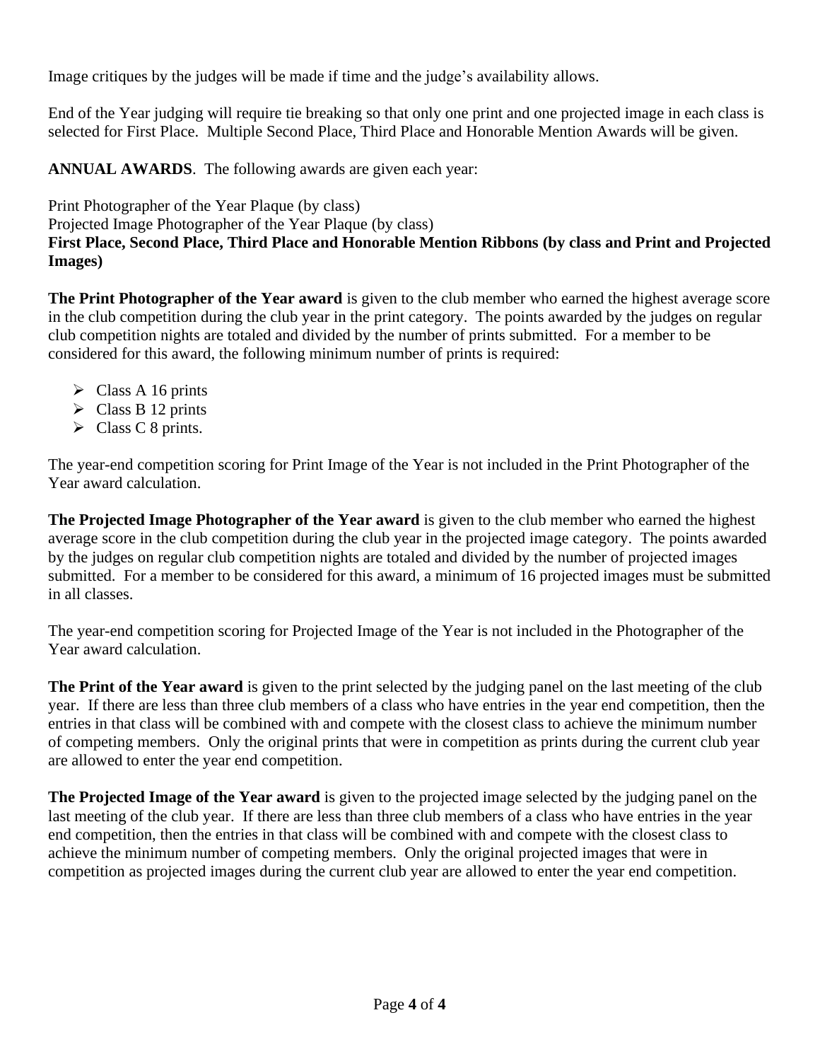Image critiques by the judges will be made if time and the judge's availability allows.

End of the Year judging will require tie breaking so that only one print and one projected image in each class is selected for First Place. Multiple Second Place, Third Place and Honorable Mention Awards will be given.

**ANNUAL AWARDS**. The following awards are given each year:

Print Photographer of the Year Plaque (by class)
Projected Image Photographer of the Year Plaque (by class)
**First Place, Second Place, Third Place and Honorable Mention Ribbons (by class and Print and Projected Images)**

**The Print Photographer of the Year award** is given to the club member who earned the highest average score in the club competition during the club year in the print category. The points awarded by the judges on regular club competition nights are totaled and divided by the number of prints submitted. For a member to be considered for this award, the following minimum number of prints is required:

- Class A 16 prints
- Class B 12 prints
- Class C 8 prints.

The year-end competition scoring for Print Image of the Year is not included in the Print Photographer of the Year award calculation.

**The Projected Image Photographer of the Year award** is given to the club member who earned the highest average score in the club competition during the club year in the projected image category. The points awarded by the judges on regular club competition nights are totaled and divided by the number of projected images submitted. For a member to be considered for this award, a minimum of 16 projected images must be submitted in all classes.

The year-end competition scoring for Projected Image of the Year is not included in the Photographer of the Year award calculation.

**The Print of the Year award** is given to the print selected by the judging panel on the last meeting of the club year. If there are less than three club members of a class who have entries in the year end competition, then the entries in that class will be combined with and compete with the closest class to achieve the minimum number of competing members. Only the original prints that were in competition as prints during the current club year are allowed to enter the year end competition.

**The Projected Image of the Year award** is given to the projected image selected by the judging panel on the last meeting of the club year. If there are less than three club members of a class who have entries in the year end competition, then the entries in that class will be combined with and compete with the closest class to achieve the minimum number of competing members. Only the original projected images that were in competition as projected images during the current club year are allowed to enter the year end competition.